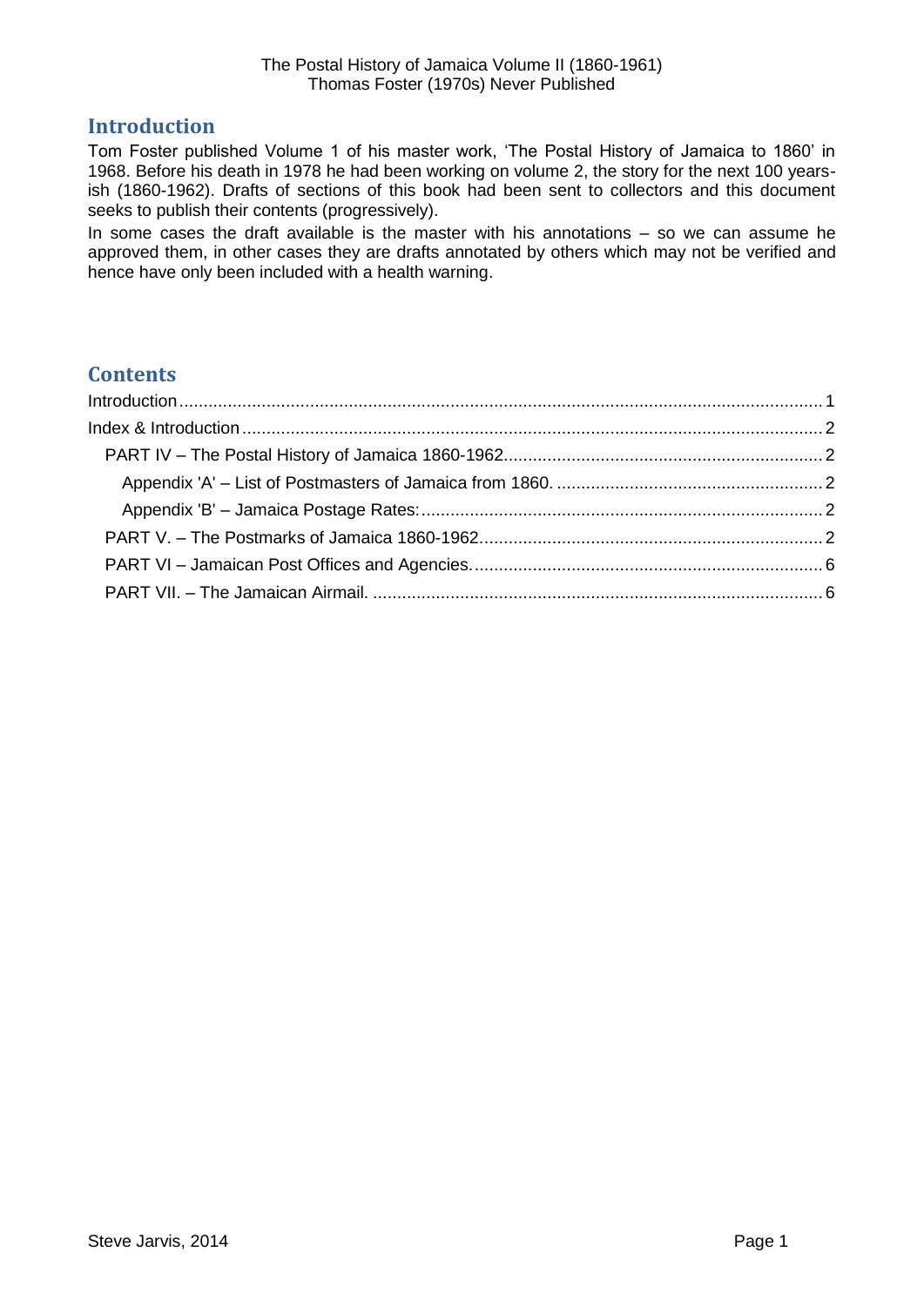## Introduction

Tom Foster published Volume 1 of his master work, 'The Postal History of Jamaica to 1860' in 1968. Before his death in 1978 he had been working on volume 2, the story for the next 100 years-ish (1860-1962). Drafts of sections of this book had been sent to collectors and this document seeks to publish their contents (progressively).

In some cases the draft available is the master with his annotations – so we can assume he approved them, in other cases they are drafts annotated by others which may not be verified and hence have only been included with a health warning.

## Contents

- Introduction ........ 1
- Index & Introduction ........ 2
  - PART IV – The Postal History of Jamaica 1860-1962 ........ 2
    - Appendix 'A' – List of Postmasters of Jamaica from 1860. ........ 2
    - Appendix 'B' – Jamaica Postage Rates: ........ 2
  - PART V. – The Postmarks of Jamaica 1860-1962 ........ 2
  - PART VI – Jamaican Post Offices and Agencies. ........ 6
  - PART VII. – The Jamaican Airmail. ........ 6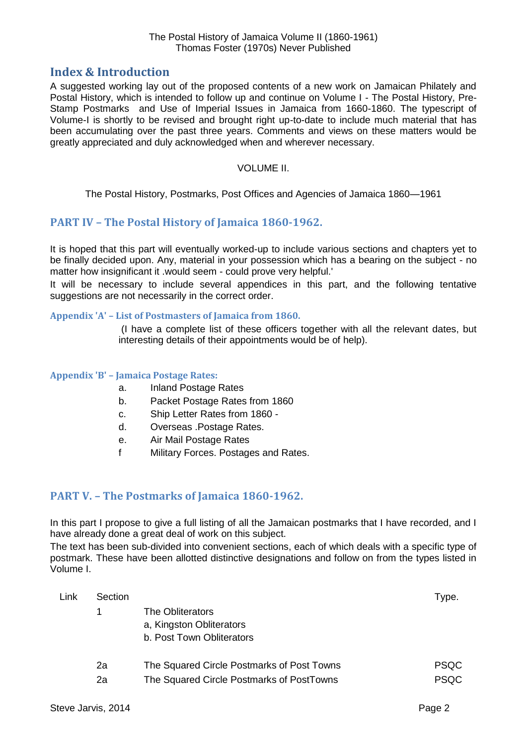## Index & Introduction

A suggested working lay out of the proposed contents of a new work on Jamaican Philately and Postal History, which is intended to follow up and continue on Volume I - The Postal History, Pre-Stamp Postmarks and Use of Imperial Issues in Jamaica from 1660-1860. The typescript of Volume-I is shortly to be revised and brought right up-to-date to include much material that has been accumulating over the past three years. Comments and views on these matters would be greatly appreciated and duly acknowledged when and wherever necessary.

VOLUME II.

The Postal History, Postmarks, Post Offices and Agencies of Jamaica 1860—1961

### PART IV – The Postal History of Jamaica 1860-1962.

It is hoped that this part will eventually worked-up to include various sections and chapters yet to be finally decided upon. Any, material in your possession which has a bearing on the subject - no matter how insignificant it .would seem - could prove very helpful.'

It will be necessary to include several appendices in this part, and the following tentative suggestions are not necessarily in the correct order.

#### Appendix 'A' – List of Postmasters of Jamaica from 1860.

(I have a complete list of these officers together with all the relevant dates, but interesting details of their appointments would be of help).

#### Appendix 'B' – Jamaica Postage Rates:

a. Inland Postage Rates
b. Packet Postage Rates from 1860
c. Ship Letter Rates from 1860 -
d. Overseas .Postage Rates.
e. Air Mail Postage Rates
f Military Forces. Postages and Rates.

### PART V. – The Postmarks of Jamaica 1860-1962.

In this part I propose to give a full listing of all the Jamaican postmarks that I have recorded, and I have already done a great deal of work on this subject.

The text has been sub-divided into convenient sections, each of which deals with a specific type of postmark. These have been allotted distinctive designations and follow on from the types listed in Volume I.

| Link | Section | | Type. |
|---|---|---|---|
| | 1 | The Obliterators<br>a, Kingston Obliterators<br>b. Post Town Obliterators | |
| | 2a | The Squared Circle Postmarks of Post Towns | PSQC |
| | 2a | The Squared Circle Postmarks of PostTowns | PSQC |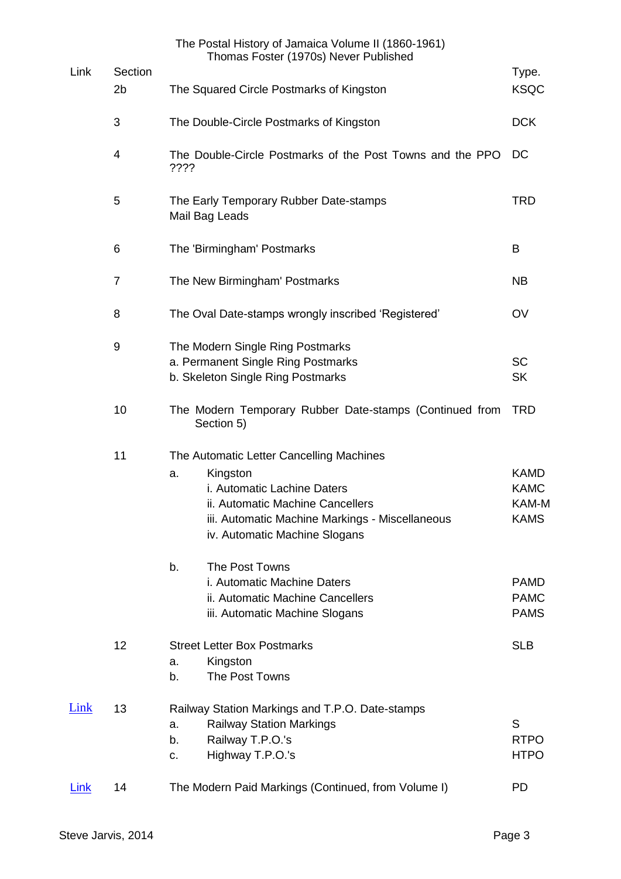The Postal History of Jamaica Volume II (1860-1961)
Thomas Foster (1970s) Never Published

| Link | Section | | Type. |
|---|---|---|---|
| | 2b | The Squared Circle Postmarks of Kingston | KSQC |
| | 3 | The Double-Circle Postmarks of Kingston | DCK |
| | 4 | The Double-Circle Postmarks of the Post Towns and the PPO ???? | DC |
| | 5 | The Early Temporary Rubber Date-stamps<br>Mail Bag Leads | TRD |
| | 6 | The 'Birmingham' Postmarks | B |
| | 7 | The New Birmingham' Postmarks | NB |
| | 8 | The Oval Date-stamps wrongly inscribed 'Registered' | OV |
| | 9 | The Modern Single Ring Postmarks | |
| | | a. Permanent Single Ring Postmarks | SC |
| | | b. Skeleton Single Ring Postmarks | SK |
| | 10 | The Modern Temporary Rubber Date-stamps (Continued from Section 5) | TRD |
| | 11 | The Automatic Letter Cancelling Machines | |
| | | a. Kingston | KAMD |
| | | i. Automatic Lachine Daters | KAMC |
| | | ii. Automatic Machine Cancellers | KAM-M |
| | | iii. Automatic Machine Markings - Miscellaneous | KAMS |
| | | iv. Automatic Machine Slogans | |
| | | b. The Post Towns | |
| | | i. Automatic Machine Daters | PAMD |
| | | ii. Automatic Machine Cancellers | PAMC |
| | | iii. Automatic Machine Slogans | PAMS |
| | 12 | Street Letter Box Postmarks | SLB |
| | | a. Kingston | |
| | | b. The Post Towns | |
| Link | 13 | Railway Station Markings and T.P.O. Date-stamps | |
| | | a. Railway Station Markings | S |
| | | b. Railway T.P.O.'s | RTPO |
| | | c. Highway T.P.O.'s | HTPO |
| Link | 14 | The Modern Paid Markings (Continued, from Volume I) | PD |

Steve Jarvis, 2014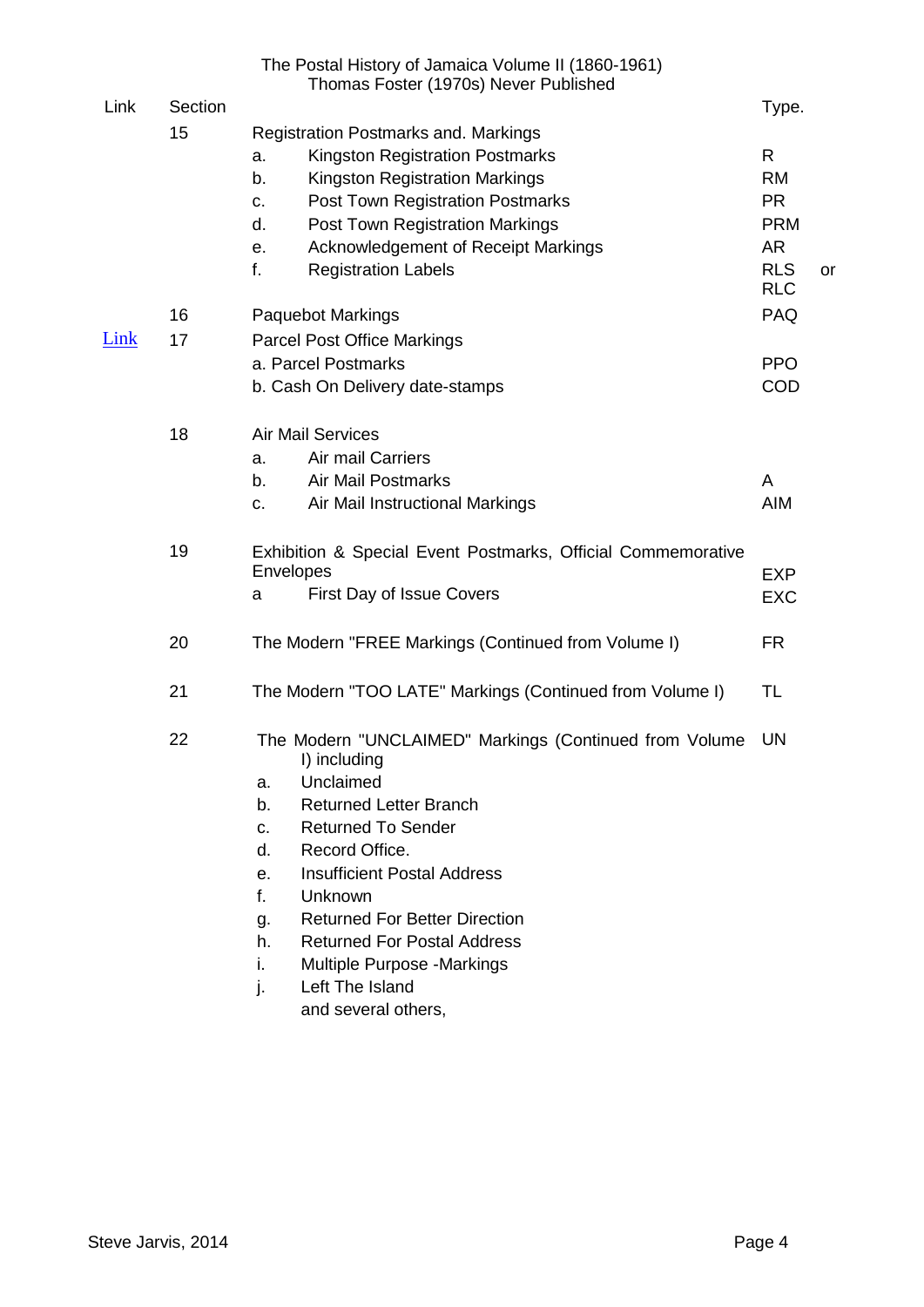The Postal History of Jamaica Volume II (1860-1961)
Thomas Foster (1970s) Never Published

| Link | Section | | Type. |
|---|---|---|---|
| | 15 | Registration Postmarks and. Markings | |
| | | a. Kingston Registration Postmarks | R |
| | | b. Kingston Registration Markings | RM |
| | | c. Post Town Registration Postmarks | PR |
| | | d. Post Town Registration Markings | PRM |
| | | e. Acknowledgement of Receipt Markings | AR |
| | | f. Registration Labels | RLS or RLC |
| | 16 | Paquebot Markings | PAQ |
| Link | 17 | Parcel Post Office Markings | |
| | | a. Parcel Postmarks | PPO |
| | | b. Cash On Delivery date-stamps | COD |
| | 18 | Air Mail Services | |
| | | a. Air mail Carriers | |
| | | b. Air Mail Postmarks | A |
| | | c. Air Mail Instructional Markings | AIM |
| | 19 | Exhibition & Special Event Postmarks, Official Commemorative Envelopes | EXP |
| | | a First Day of Issue Covers | EXC |
| | 20 | The Modern "FREE Markings (Continued from Volume I) | FR |
| | 21 | The Modern "TOO LATE" Markings (Continued from Volume I) | TL |
| | 22 | The Modern "UNCLAIMED" Markings (Continued from Volume I) including | UN |
| | | a. Unclaimed | |
| | | b. Returned Letter Branch | |
| | | c. Returned To Sender | |
| | | d. Record Office. | |
| | | e. Insufficient Postal Address | |
| | | f. Unknown | |
| | | g. Returned For Better Direction | |
| | | h. Returned For Postal Address | |
| | | i. Multiple Purpose -Markings | |
| | | j. Left The Island | |
| | | and several others, | |

Steve Jarvis, 2014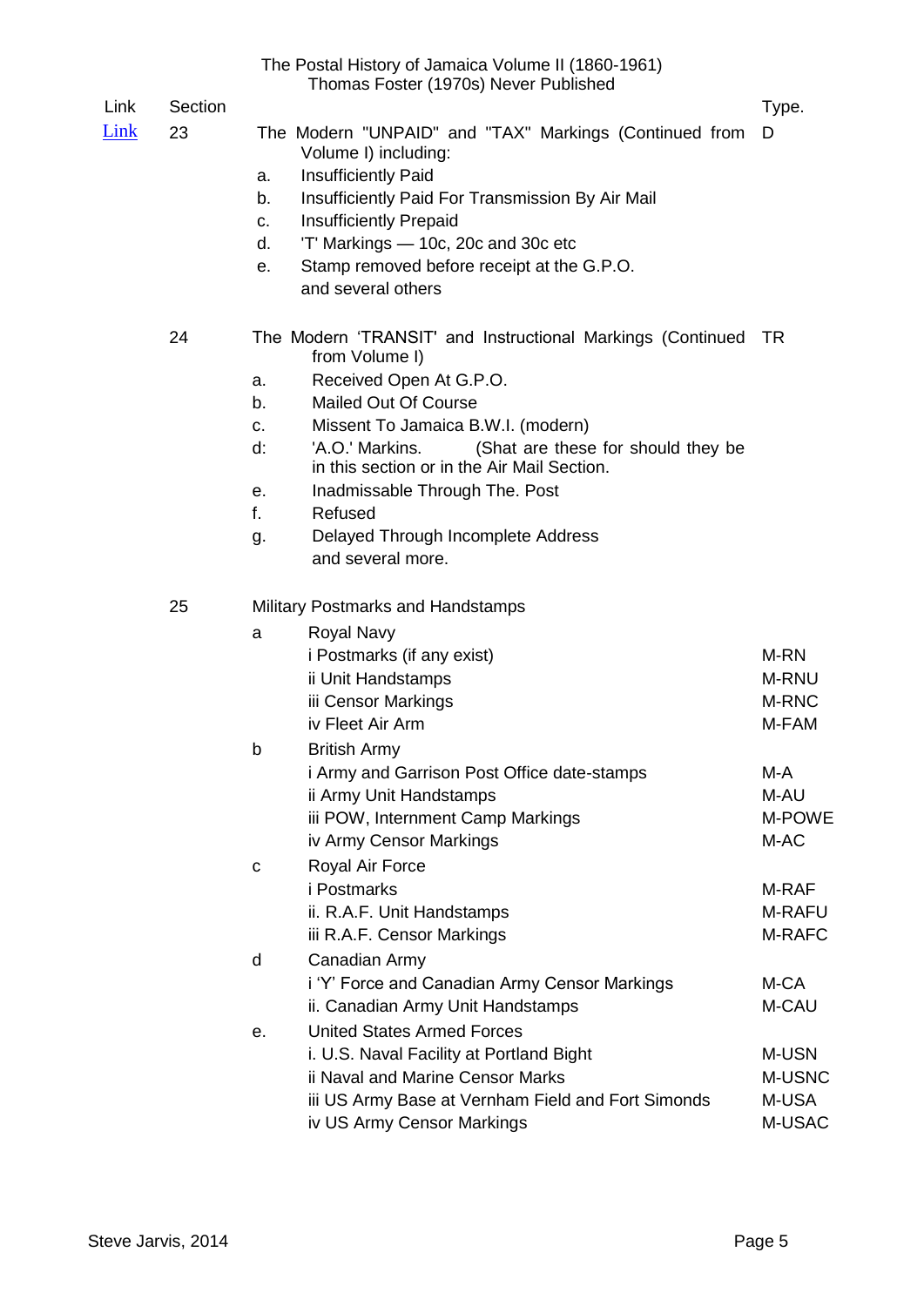The Postal History of Jamaica Volume II (1860-1961)
Thomas Foster (1970s) Never Published

| Link | Section | | Type. |
|---|---|---|---|
| Link | 23 | The Modern "UNPAID" and "TAX" Markings (Continued from Volume I) including: | D |
| | | a. Insufficiently Paid | |
| | | b. Insufficiently Paid For Transmission By Air Mail | |
| | | c. Insufficiently Prepaid | |
| | | d. 'T' Markings — 10c, 20c and 30c etc | |
| | | e. Stamp removed before receipt at the G.P.O. and several others | |
| | 24 | The Modern 'TRANSIT' and Instructional Markings (Continued from Volume I) | TR |
| | | a. Received Open At G.P.O. | |
| | | b. Mailed Out Of Course | |
| | | c. Missent To Jamaica B.W.I. (modern) | |
| | | d: 'A.O.' Markins. (Shat are these for should they be in this section or in the Air Mail Section. | |
| | | e. Inadmissable Through The. Post | |
| | | f. Refused | |
| | | g. Delayed Through Incomplete Address and several more. | |
| | 25 | Military Postmarks and Handstamps | |
| | | a Royal Navy | |
| | | i Postmarks (if any exist) | M-RN |
| | | ii Unit Handstamps | M-RNU |
| | | iii Censor Markings | M-RNC |
| | | iv Fleet Air Arm | M-FAM |
| | | b British Army | |
| | | i Army and Garrison Post Office date-stamps | M-A |
| | | ii Army Unit Handstamps | M-AU |
| | | iii POW, Internment Camp Markings | M-POWE |
| | | iv Army Censor Markings | M-AC |
| | | c Royal Air Force | |
| | | i Postmarks | M-RAF |
| | | ii. R.A.F. Unit Handstamps | M-RAFU |
| | | iii R.A.F. Censor Markings | M-RAFC |
| | | d Canadian Army | |
| | | i 'Y' Force and Canadian Army Censor Markings | M-CA |
| | | ii. Canadian Army Unit Handstamps | M-CAU |
| | | e. United States Armed Forces | |
| | | i. U.S. Naval Facility at Portland Bight | M-USN |
| | | ii Naval and Marine Censor Marks | M-USNC |
| | | iii US Army Base at Vernham Field and Fort Simonds | M-USA |
| | | iv US Army Censor Markings | M-USAC |

Steve Jarvis, 2014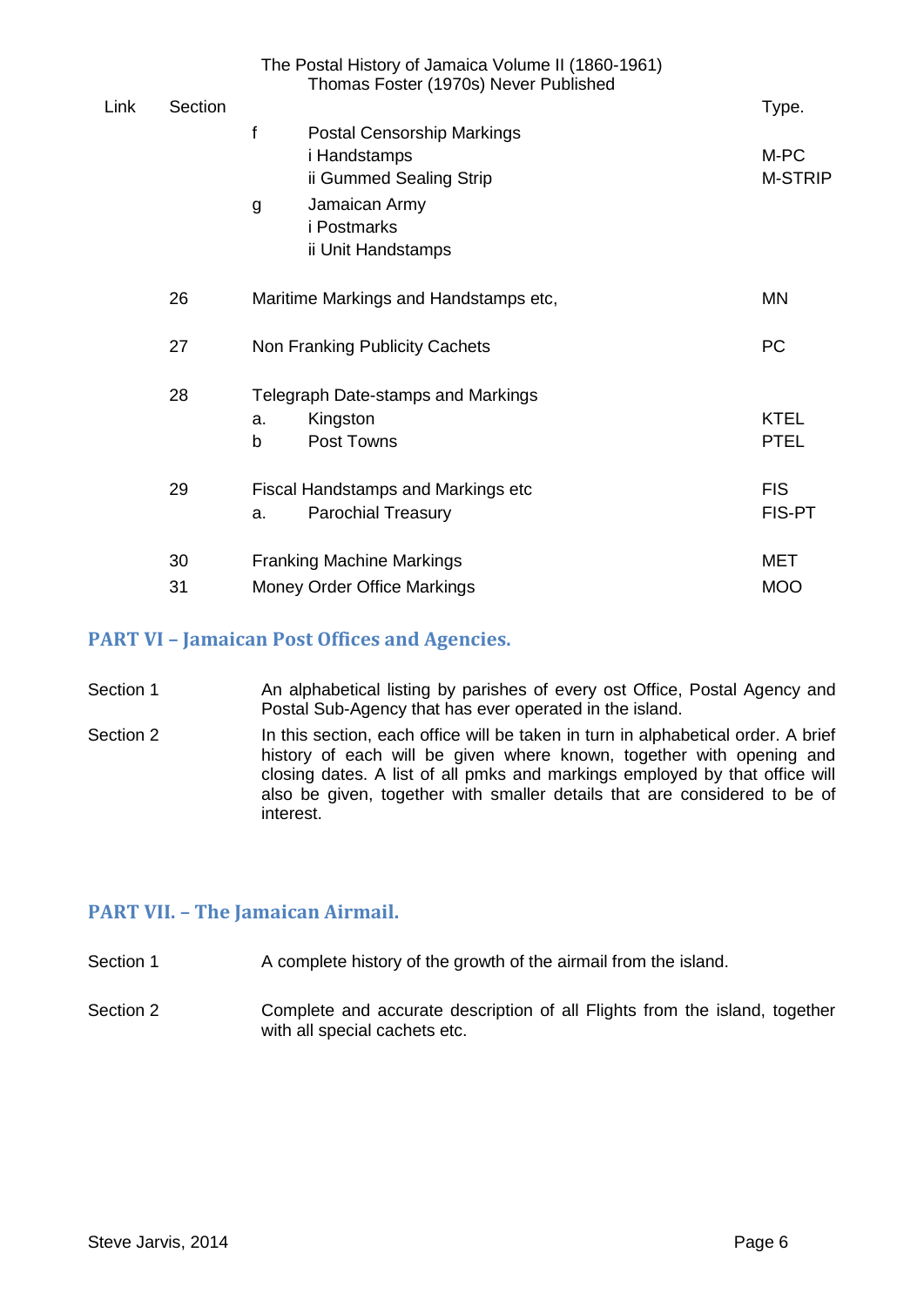| Link | Section | | | Type. |
|---|---|---|---|---|
| | | f | Postal Censorship Markings | |
| | | | i Handstamps | M-PC |
| | | | ii Gummed Sealing Strip | M-STRIP |
| | | g | Jamaican Army | |
| | | | i Postmarks | |
| | | | ii Unit Handstamps | |
| | 26 | Maritime Markings and Handstamps etc, | | MN |
| | 27 | Non Franking Publicity Cachets | | PC |
| | 28 | Telegraph Date-stamps and Markings | | |
| | | a. | Kingston | KTEL |
| | | b | Post Towns | PTEL |
| | 29 | Fiscal Handstamps and Markings etc | | FIS |
| | | a. | Parochial Treasury | FIS-PT |
| | 30 | Franking Machine Markings | | MET |
| | 31 | Money Order Office Markings | | MOO |

## PART VI – Jamaican Post Offices and Agencies.

Section 1 — An alphabetical listing by parishes of every ost Office, Postal Agency and Postal Sub-Agency that has ever operated in the island.

Section 2 — In this section, each office will be taken in turn in alphabetical order. A brief history of each will be given where known, together with opening and closing dates. A list of all pmks and markings employed by that office will also be given, together with smaller details that are considered to be of interest.

## PART VII. – The Jamaican Airmail.

Section 1 — A complete history of the growth of the airmail from the island.

Section 2 — Complete and accurate description of all Flights from the island, together with all special cachets etc.